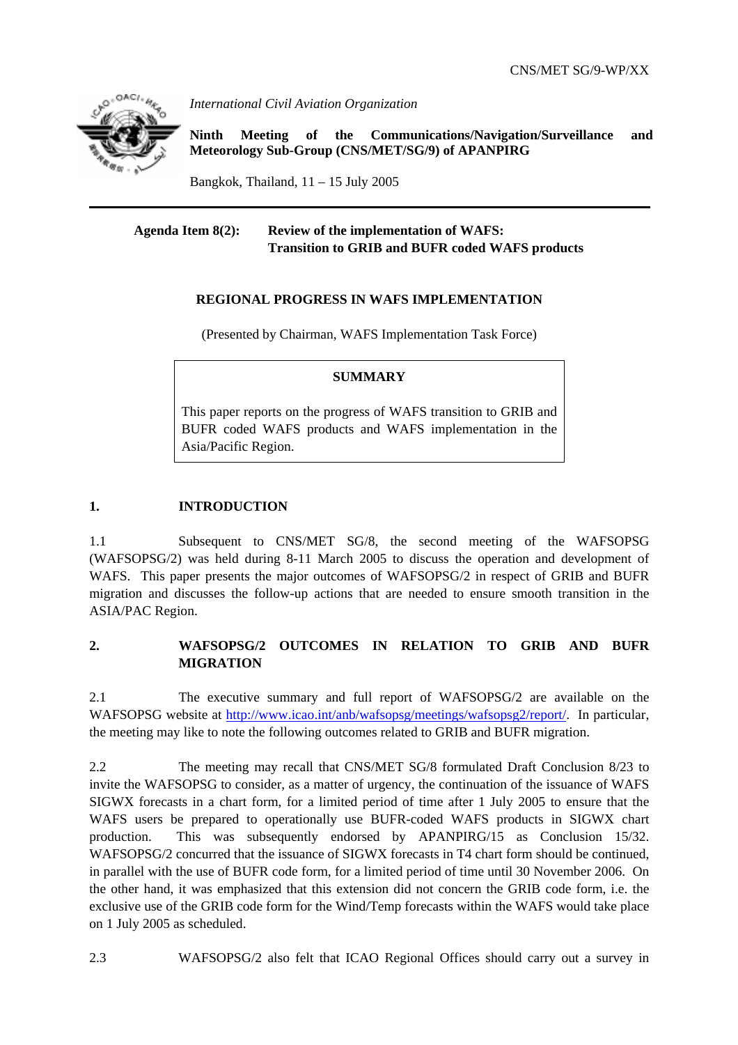CNS/MET SG/9-WP/XX

*International Civil Aviation Organization*

**Ninth Meeting of the Communications/Navigation/Surveillance and Meteorology Sub-Group (CNS/MET/SG/9) of APANPIRG**

Bangkok, Thailand, 11 – 15 July 2005

---

**Agenda Item 8(2): Review of the implementation of WAFS: Transition to GRIB and BUFR coded WAFS products**

**REGIONAL PROGRESS IN WAFS IMPLEMENTATION**

(Presented by Chairman, WAFS Implementation Task Force)

**SUMMARY**

This paper reports on the progress of WAFS transition to GRIB and BUFR coded WAFS products and WAFS implementation in the Asia/Pacific Region.

## 1. INTRODUCTION

1.1 Subsequent to CNS/MET SG/8, the second meeting of the WAFSOPSG (WAFSOPSG/2) was held during 8-11 March 2005 to discuss the operation and development of WAFS. This paper presents the major outcomes of WAFSOPSG/2 in respect of GRIB and BUFR migration and discusses the follow-up actions that are needed to ensure smooth transition in the ASIA/PAC Region.

## 2. WAFSOPSG/2 OUTCOMES IN RELATION TO GRIB AND BUFR MIGRATION

2.1 The executive summary and full report of WAFSOPSG/2 are available on the WAFSOPSG website at http://www.icao.int/anb/wafsopsg/meetings/wafsopsg2/report/. In particular, the meeting may like to note the following outcomes related to GRIB and BUFR migration.

2.2 The meeting may recall that CNS/MET SG/8 formulated Draft Conclusion 8/23 to invite the WAFSOPSG to consider, as a matter of urgency, the continuation of the issuance of WAFS SIGWX forecasts in a chart form, for a limited period of time after 1 July 2005 to ensure that the WAFS users be prepared to operationally use BUFR-coded WAFS products in SIGWX chart production. This was subsequently endorsed by APANPIRG/15 as Conclusion 15/32. WAFSOPSG/2 concurred that the issuance of SIGWX forecasts in T4 chart form should be continued, in parallel with the use of BUFR code form, for a limited period of time until 30 November 2006. On the other hand, it was emphasized that this extension did not concern the GRIB code form, i.e. the exclusive use of the GRIB code form for the Wind/Temp forecasts within the WAFS would take place on 1 July 2005 as scheduled.

2.3 WAFSOPSG/2 also felt that ICAO Regional Offices should carry out a survey in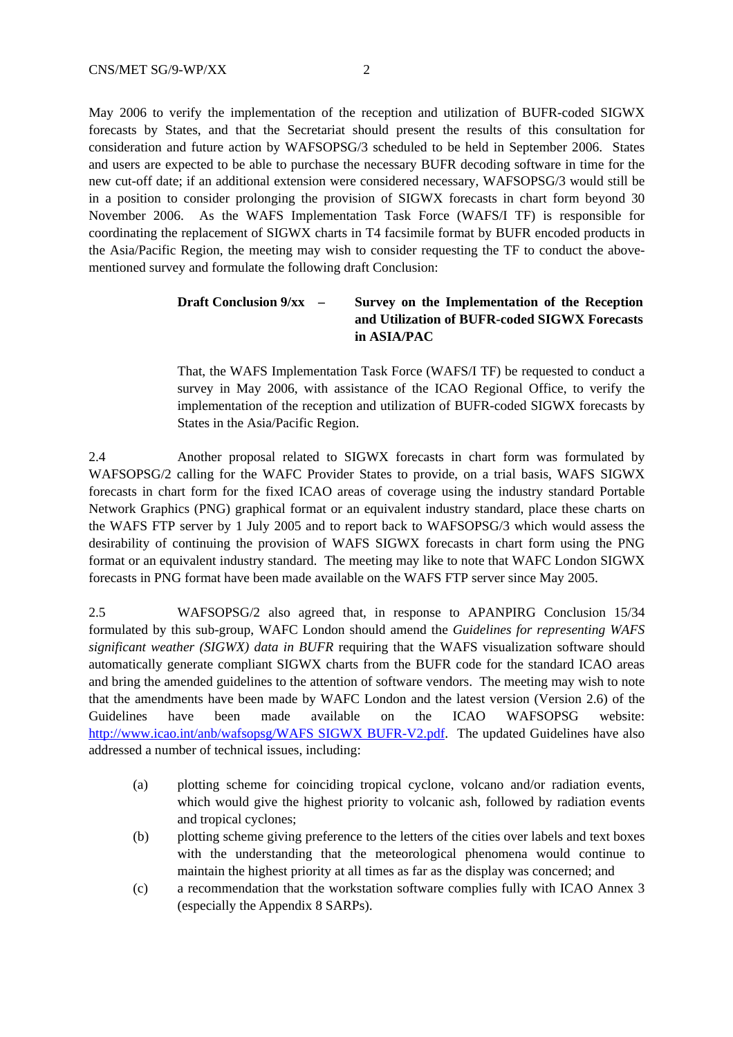May 2006 to verify the implementation of the reception and utilization of BUFR-coded SIGWX forecasts by States, and that the Secretariat should present the results of this consultation for consideration and future action by WAFSOPSG/3 scheduled to be held in September 2006. States and users are expected to be able to purchase the necessary BUFR decoding software in time for the new cut-off date; if an additional extension were considered necessary, WAFSOPSG/3 would still be in a position to consider prolonging the provision of SIGWX forecasts in chart form beyond 30 November 2006. As the WAFS Implementation Task Force (WAFS/I TF) is responsible for coordinating the replacement of SIGWX charts in T4 facsimile format by BUFR encoded products in the Asia/Pacific Region, the meeting may wish to consider requesting the TF to conduct the above-mentioned survey and formulate the following draft Conclusion:

**Draft Conclusion 9/xx – Survey on the Implementation of the Reception and Utilization of BUFR-coded SIGWX Forecasts in ASIA/PAC**

That, the WAFS Implementation Task Force (WAFS/I TF) be requested to conduct a survey in May 2006, with assistance of the ICAO Regional Office, to verify the implementation of the reception and utilization of BUFR-coded SIGWX forecasts by States in the Asia/Pacific Region.

2.4 Another proposal related to SIGWX forecasts in chart form was formulated by WAFSOPSG/2 calling for the WAFC Provider States to provide, on a trial basis, WAFS SIGWX forecasts in chart form for the fixed ICAO areas of coverage using the industry standard Portable Network Graphics (PNG) graphical format or an equivalent industry standard, place these charts on the WAFS FTP server by 1 July 2005 and to report back to WAFSOPSG/3 which would assess the desirability of continuing the provision of WAFS SIGWX forecasts in chart form using the PNG format or an equivalent industry standard. The meeting may like to note that WAFC London SIGWX forecasts in PNG format have been made available on the WAFS FTP server since May 2005.

2.5 WAFSOPSG/2 also agreed that, in response to APANPIRG Conclusion 15/34 formulated by this sub-group, WAFC London should amend the *Guidelines for representing WAFS significant weather (SIGWX) data in BUFR* requiring that the WAFS visualization software should automatically generate compliant SIGWX charts from the BUFR code for the standard ICAO areas and bring the amended guidelines to the attention of software vendors. The meeting may wish to note that the amendments have been made by WAFC London and the latest version (Version 2.6) of the Guidelines have been made available on the ICAO WAFSOPSG website: http://www.icao.int/anb/wafsopsg/WAFS SIGWX BUFR-V2.pdf. The updated Guidelines have also addressed a number of technical issues, including:

(a) plotting scheme for coinciding tropical cyclone, volcano and/or radiation events, which would give the highest priority to volcanic ash, followed by radiation events and tropical cyclones;

(b) plotting scheme giving preference to the letters of the cities over labels and text boxes with the understanding that the meteorological phenomena would continue to maintain the highest priority at all times as far as the display was concerned; and

(c) a recommendation that the workstation software complies fully with ICAO Annex 3 (especially the Appendix 8 SARPs).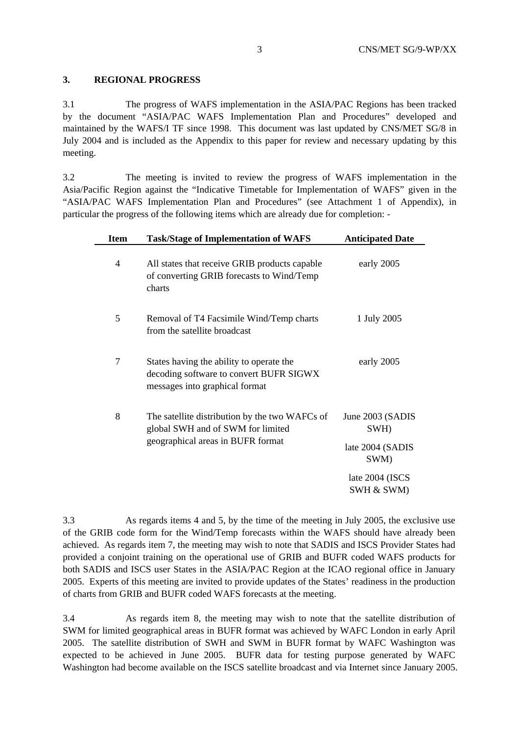## 3. REGIONAL PROGRESS

3.1 The progress of WAFS implementation in the ASIA/PAC Regions has been tracked by the document "ASIA/PAC WAFS Implementation Plan and Procedures" developed and maintained by the WAFS/I TF since 1998. This document was last updated by CNS/MET SG/8 in July 2004 and is included as the Appendix to this paper for review and necessary updating by this meeting.

3.2 The meeting is invited to review the progress of WAFS implementation in the Asia/Pacific Region against the "Indicative Timetable for Implementation of WAFS" given in the "ASIA/PAC WAFS Implementation Plan and Procedures" (see Attachment 1 of Appendix), in particular the progress of the following items which are already due for completion: -

| Item | Task/Stage of Implementation of WAFS | Anticipated Date |
|---|---|---|
| 4 | All states that receive GRIB products capable of converting GRIB forecasts to Wind/Temp charts | early 2005 |
| 5 | Removal of T4 Facsimile Wind/Temp charts from the satellite broadcast | 1 July 2005 |
| 7 | States having the ability to operate the decoding software to convert BUFR SIGWX messages into graphical format | early 2005 |
| 8 | The satellite distribution by the two WAFCs of global SWH and of SWM for limited geographical areas in BUFR format | June 2003 (SADIS SWH)<br>late 2004 (SADIS SWM)<br>late 2004 (ISCS SWH & SWM) |

3.3 As regards items 4 and 5, by the time of the meeting in July 2005, the exclusive use of the GRIB code form for the Wind/Temp forecasts within the WAFS should have already been achieved. As regards item 7, the meeting may wish to note that SADIS and ISCS Provider States had provided a conjoint training on the operational use of GRIB and BUFR coded WAFS products for both SADIS and ISCS user States in the ASIA/PAC Region at the ICAO regional office in January 2005. Experts of this meeting are invited to provide updates of the States' readiness in the production of charts from GRIB and BUFR coded WAFS forecasts at the meeting.

3.4 As regards item 8, the meeting may wish to note that the satellite distribution of SWM for limited geographical areas in BUFR format was achieved by WAFC London in early April 2005. The satellite distribution of SWH and SWM in BUFR format by WAFC Washington was expected to be achieved in June 2005. BUFR data for testing purpose generated by WAFC Washington had become available on the ISCS satellite broadcast and via Internet since January 2005.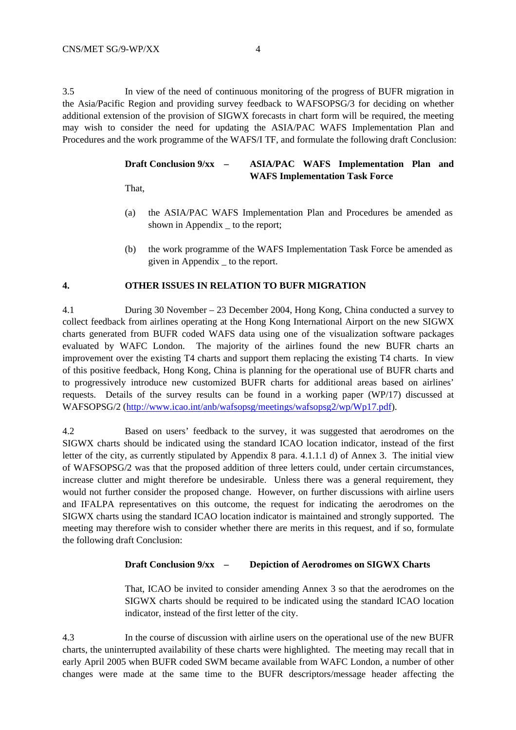3.5 In view of the need of continuous monitoring of the progress of BUFR migration in the Asia/Pacific Region and providing survey feedback to WAFSOPSG/3 for deciding on whether additional extension of the provision of SIGWX forecasts in chart form will be required, the meeting may wish to consider the need for updating the ASIA/PAC WAFS Implementation Plan and Procedures and the work programme of the WAFS/I TF, and formulate the following draft Conclusion:

**Draft Conclusion 9/xx – ASIA/PAC WAFS Implementation Plan and WAFS Implementation Task Force**

That,

(a) the ASIA/PAC WAFS Implementation Plan and Procedures be amended as shown in Appendix _ to the report;

(b) the work programme of the WAFS Implementation Task Force be amended as given in Appendix _ to the report.

## 4. OTHER ISSUES IN RELATION TO BUFR MIGRATION

4.1 During 30 November – 23 December 2004, Hong Kong, China conducted a survey to collect feedback from airlines operating at the Hong Kong International Airport on the new SIGWX charts generated from BUFR coded WAFS data using one of the visualization software packages evaluated by WAFC London. The majority of the airlines found the new BUFR charts an improvement over the existing T4 charts and support them replacing the existing T4 charts. In view of this positive feedback, Hong Kong, China is planning for the operational use of BUFR charts and to progressively introduce new customized BUFR charts for additional areas based on airlines' requests. Details of the survey results can be found in a working paper (WP/17) discussed at WAFSOPSG/2 (http://www.icao.int/anb/wafsopsg/meetings/wafsopsg2/wp/Wp17.pdf).

4.2 Based on users' feedback to the survey, it was suggested that aerodromes on the SIGWX charts should be indicated using the standard ICAO location indicator, instead of the first letter of the city, as currently stipulated by Appendix 8 para. 4.1.1.1 d) of Annex 3. The initial view of WAFSOPSG/2 was that the proposed addition of three letters could, under certain circumstances, increase clutter and might therefore be undesirable. Unless there was a general requirement, they would not further consider the proposed change. However, on further discussions with airline users and IFALPA representatives on this outcome, the request for indicating the aerodromes on the SIGWX charts using the standard ICAO location indicator is maintained and strongly supported. The meeting may therefore wish to consider whether there are merits in this request, and if so, formulate the following draft Conclusion:

**Draft Conclusion 9/xx – Depiction of Aerodromes on SIGWX Charts**

That, ICAO be invited to consider amending Annex 3 so that the aerodromes on the SIGWX charts should be required to be indicated using the standard ICAO location indicator, instead of the first letter of the city.

4.3 In the course of discussion with airline users on the operational use of the new BUFR charts, the uninterrupted availability of these charts were highlighted. The meeting may recall that in early April 2005 when BUFR coded SWM became available from WAFC London, a number of other changes were made at the same time to the BUFR descriptors/message header affecting the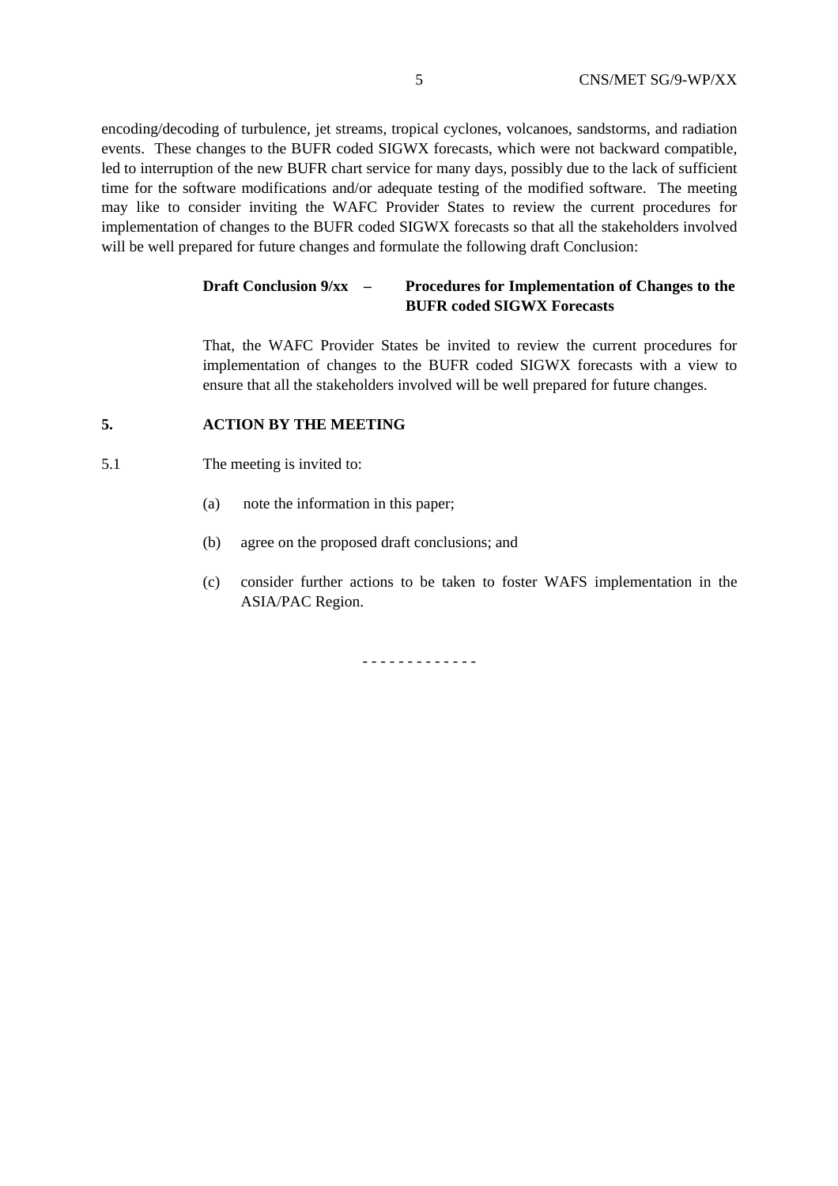encoding/decoding of turbulence, jet streams, tropical cyclones, volcanoes, sandstorms, and radiation events. These changes to the BUFR coded SIGWX forecasts, which were not backward compatible, led to interruption of the new BUFR chart service for many days, possibly due to the lack of sufficient time for the software modifications and/or adequate testing of the modified software. The meeting may like to consider inviting the WAFC Provider States to review the current procedures for implementation of changes to the BUFR coded SIGWX forecasts so that all the stakeholders involved will be well prepared for future changes and formulate the following draft Conclusion:

**Draft Conclusion 9/xx – Procedures for Implementation of Changes to the BUFR coded SIGWX Forecasts**

That, the WAFC Provider States be invited to review the current procedures for implementation of changes to the BUFR coded SIGWX forecasts with a view to ensure that all the stakeholders involved will be well prepared for future changes.

## 5. ACTION BY THE MEETING

5.1 The meeting is invited to:

(a) note the information in this paper;

(b) agree on the proposed draft conclusions; and

(c) consider further actions to be taken to foster WAFS implementation in the ASIA/PAC Region.

- - - - - - - - - - - - -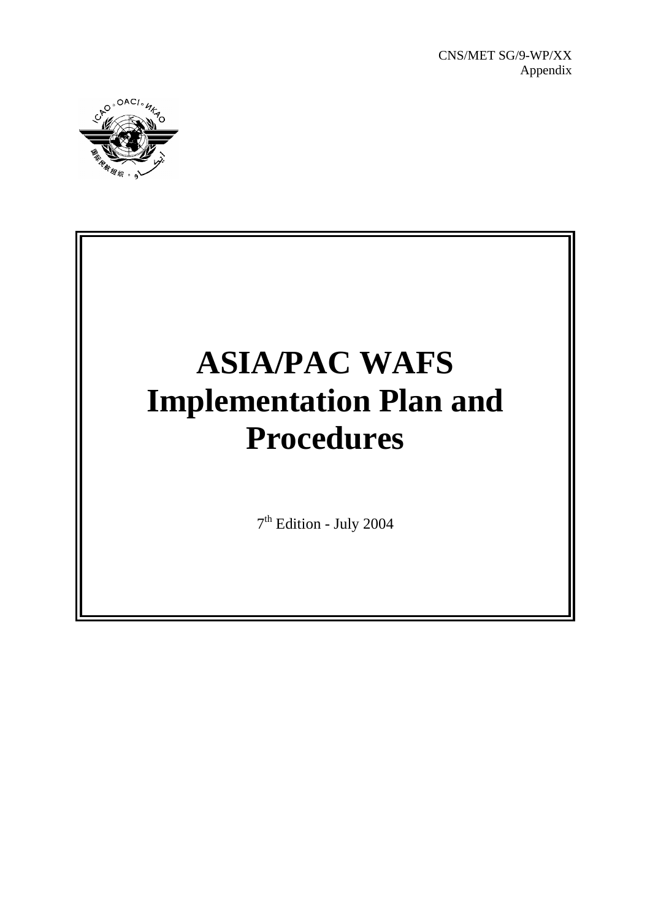CNS/MET SG/9-WP/XX
Appendix

# ASIA/PAC WAFS Implementation Plan and Procedures

7th Edition - July 2004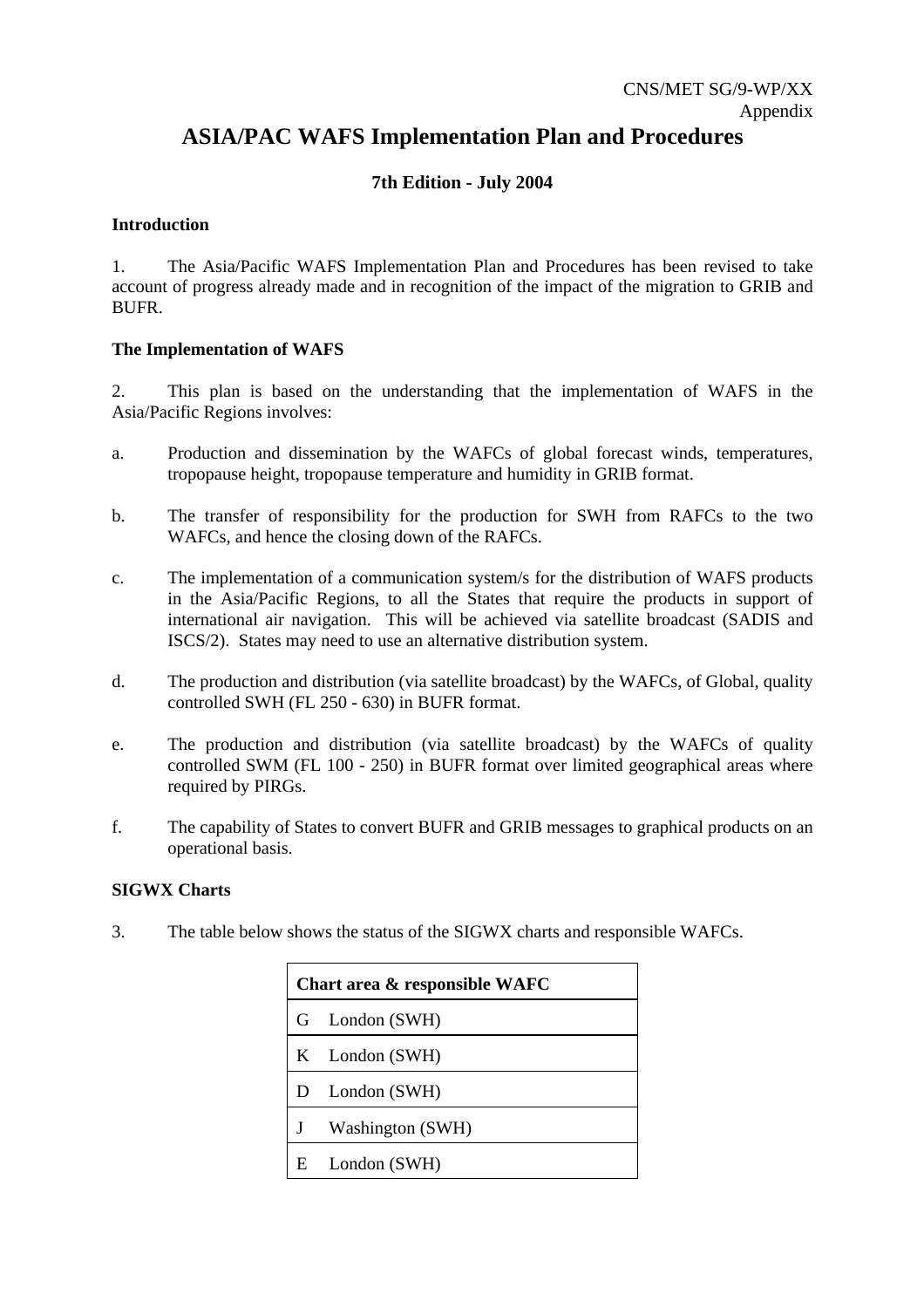CNS/MET SG/9-WP/XX
Appendix

# ASIA/PAC WAFS Implementation Plan and Procedures

**7th Edition - July 2004**

**Introduction**

1. The Asia/Pacific WAFS Implementation Plan and Procedures has been revised to take account of progress already made and in recognition of the impact of the migration to GRIB and BUFR.

**The Implementation of WAFS**

2. This plan is based on the understanding that the implementation of WAFS in the Asia/Pacific Regions involves:

a. Production and dissemination by the WAFCs of global forecast winds, temperatures, tropopause height, tropopause temperature and humidity in GRIB format.

b. The transfer of responsibility for the production for SWH from RAFCs to the two WAFCs, and hence the closing down of the RAFCs.

c. The implementation of a communication system/s for the distribution of WAFS products in the Asia/Pacific Regions, to all the States that require the products in support of international air navigation. This will be achieved via satellite broadcast (SADIS and ISCS/2). States may need to use an alternative distribution system.

d. The production and distribution (via satellite broadcast) by the WAFCs, of Global, quality controlled SWH (FL 250 - 630) in BUFR format.

e. The production and distribution (via satellite broadcast) by the WAFCs of quality controlled SWM (FL 100 - 250) in BUFR format over limited geographical areas where required by PIRGs.

f. The capability of States to convert BUFR and GRIB messages to graphical products on an operational basis.

**SIGWX Charts**

3. The table below shows the status of the SIGWX charts and responsible WAFCs.

| Chart area & responsible WAFC | |
|---|---|
| G | London (SWH) |
| K | London (SWH) |
| D | London (SWH) |
| J | Washington (SWH) |
| E | London (SWH) |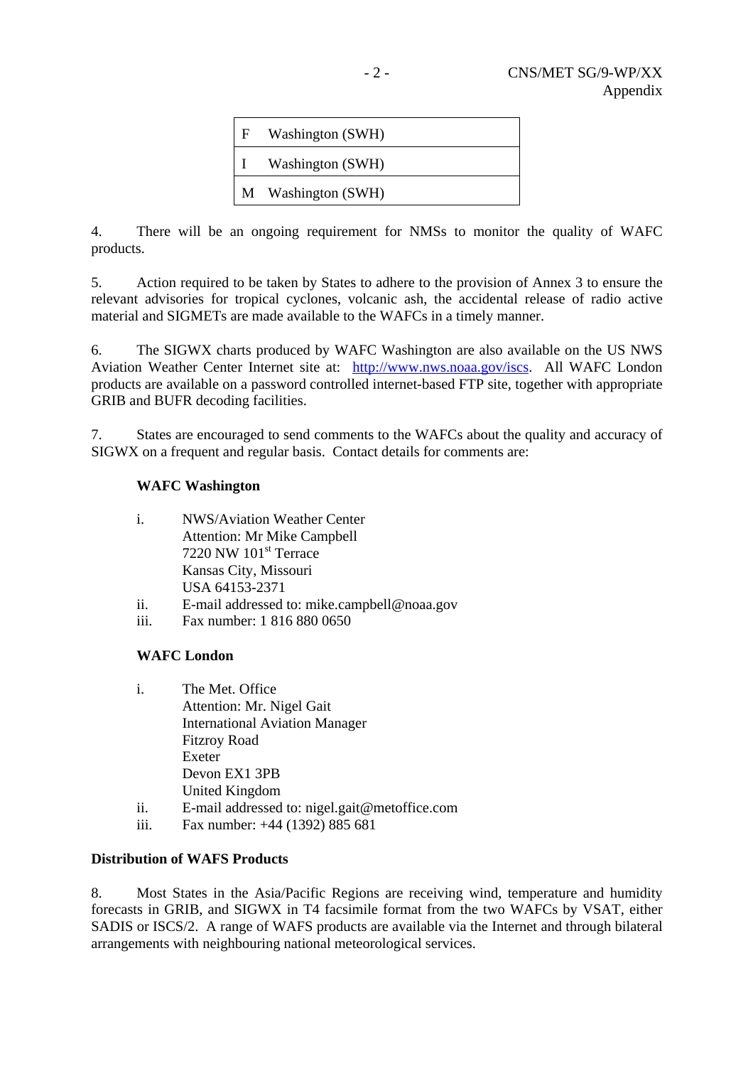| F | Washington (SWH) |
|---|---|
| I | Washington (SWH) |
| M | Washington (SWH) |

4. There will be an ongoing requirement for NMSs to monitor the quality of WAFC products.

5. Action required to be taken by States to adhere to the provision of Annex 3 to ensure the relevant advisories for tropical cyclones, volcanic ash, the accidental release of radio active material and SIGMETs are made available to the WAFCs in a timely manner.

6. The SIGWX charts produced by WAFC Washington are also available on the US NWS Aviation Weather Center Internet site at: http://www.nws.noaa.gov/iscs. All WAFC London products are available on a password controlled internet-based FTP site, together with appropriate GRIB and BUFR decoding facilities.

7. States are encouraged to send comments to the WAFCs about the quality and accuracy of SIGWX on a frequent and regular basis. Contact details for comments are:

**WAFC Washington**

i. NWS/Aviation Weather Center
Attention: Mr Mike Campbell
7220 NW 101st Terrace
Kansas City, Missouri
USA 64153-2371

ii. E-mail addressed to: mike.campbell@noaa.gov

iii. Fax number: 1 816 880 0650

**WAFC London**

i. The Met. Office
Attention: Mr. Nigel Gait
International Aviation Manager
Fitzroy Road
Exeter
Devon EX1 3PB
United Kingdom

ii. E-mail addressed to: nigel.gait@metoffice.com

iii. Fax number: +44 (1392) 885 681

**Distribution of WAFS Products**

8. Most States in the Asia/Pacific Regions are receiving wind, temperature and humidity forecasts in GRIB, and SIGWX in T4 facsimile format from the two WAFCs by VSAT, either SADIS or ISCS/2. A range of WAFS products are available via the Internet and through bilateral arrangements with neighbouring national meteorological services.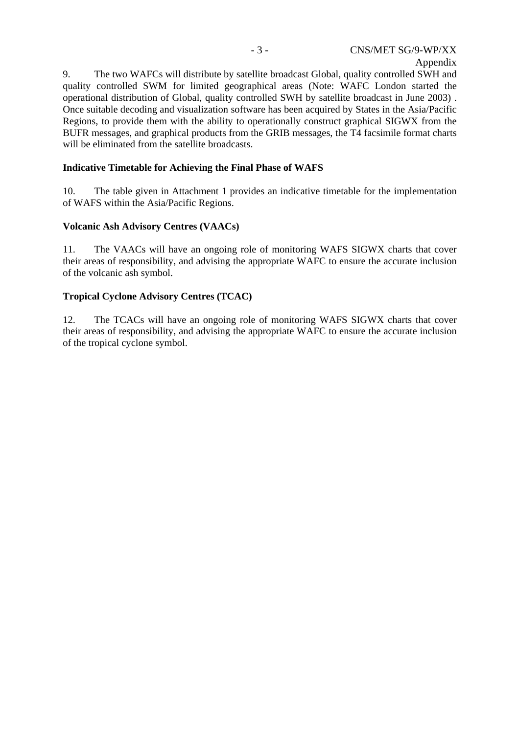9. The two WAFCs will distribute by satellite broadcast Global, quality controlled SWH and quality controlled SWM for limited geographical areas (Note: WAFC London started the operational distribution of Global, quality controlled SWH by satellite broadcast in June 2003) . Once suitable decoding and visualization software has been acquired by States in the Asia/Pacific Regions, to provide them with the ability to operationally construct graphical SIGWX from the BUFR messages, and graphical products from the GRIB messages, the T4 facsimile format charts will be eliminated from the satellite broadcasts.

**Indicative Timetable for Achieving the Final Phase of WAFS**

10. The table given in Attachment 1 provides an indicative timetable for the implementation of WAFS within the Asia/Pacific Regions.

**Volcanic Ash Advisory Centres (VAACs)**

11. The VAACs will have an ongoing role of monitoring WAFS SIGWX charts that cover their areas of responsibility, and advising the appropriate WAFC to ensure the accurate inclusion of the volcanic ash symbol.

**Tropical Cyclone Advisory Centres (TCAC)**

12. The TCACs will have an ongoing role of monitoring WAFS SIGWX charts that cover their areas of responsibility, and advising the appropriate WAFC to ensure the accurate inclusion of the tropical cyclone symbol.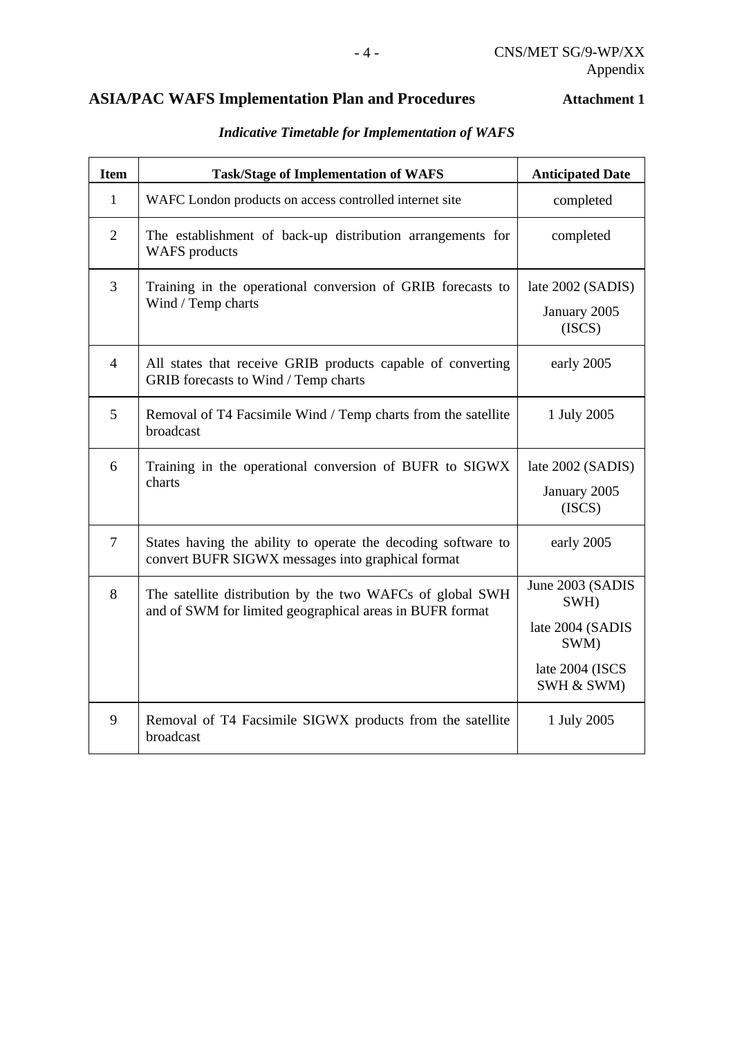## ASIA/PAC WAFS Implementation Plan and Procedures

**Attachment 1**

***Indicative Timetable for Implementation of WAFS***

| Item | Task/Stage of Implementation of WAFS | Anticipated Date |
|---|---|---|
| 1 | WAFC London products on access controlled internet site | completed |
| 2 | The establishment of back-up distribution arrangements for WAFS products | completed |
| 3 | Training in the operational conversion of GRIB forecasts to Wind / Temp charts | late 2002 (SADIS)<br>January 2005 (ISCS) |
| 4 | All states that receive GRIB products capable of converting GRIB forecasts to Wind / Temp charts | early 2005 |
| 5 | Removal of T4 Facsimile Wind / Temp charts from the satellite broadcast | 1 July 2005 |
| 6 | Training in the operational conversion of BUFR to SIGWX charts | late 2002 (SADIS)<br>January 2005 (ISCS) |
| 7 | States having the ability to operate the decoding software to convert BUFR SIGWX messages into graphical format | early 2005 |
| 8 | The satellite distribution by the two WAFCs of global SWH and of SWM for limited geographical areas in BUFR format | June 2003 (SADIS SWH)<br>late 2004 (SADIS SWM)<br>late 2004 (ISCS SWH & SWM) |
| 9 | Removal of T4 Facsimile SIGWX products from the satellite broadcast | 1 July 2005 |